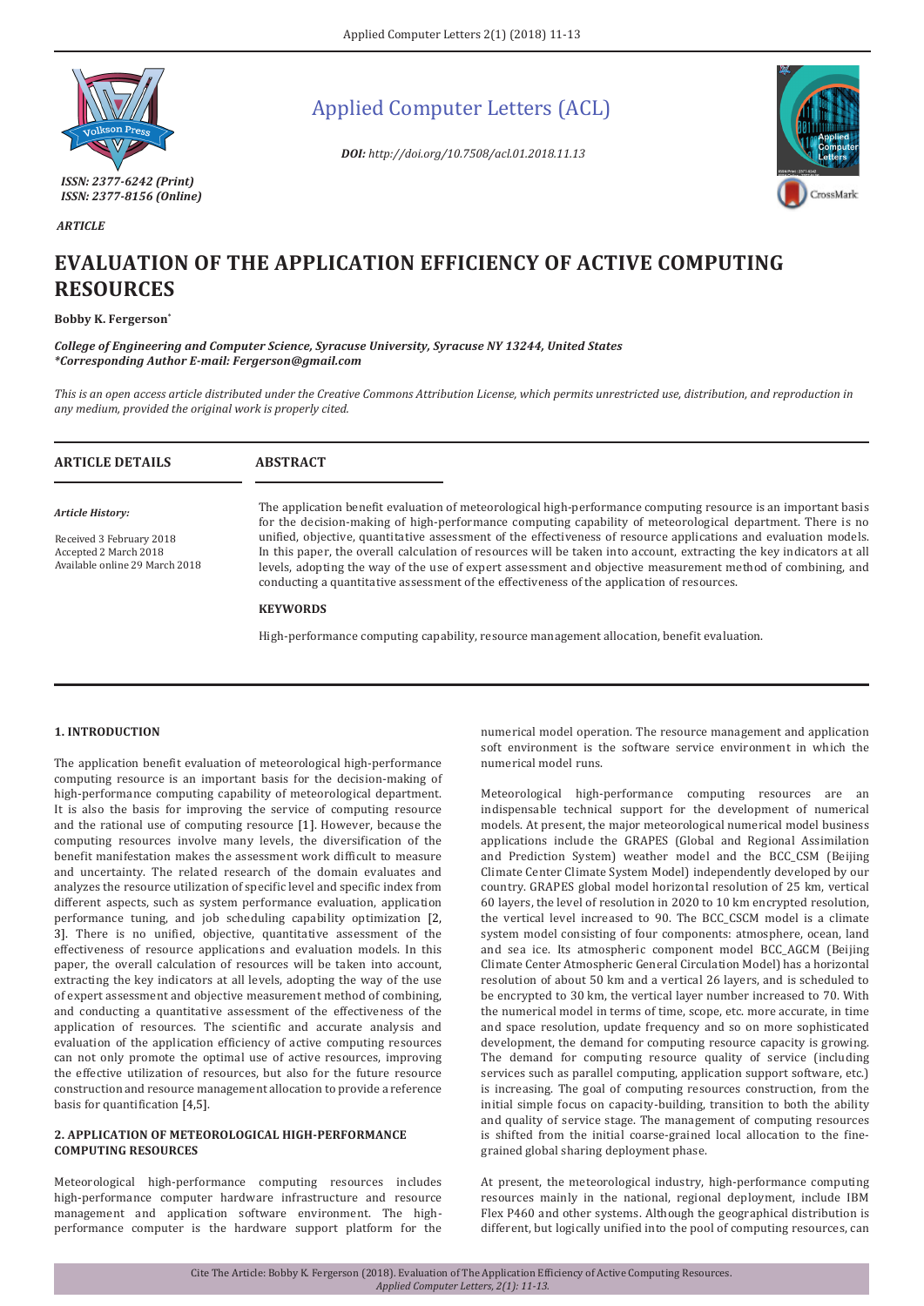*ISSN: 2377-6242 (Print)*
*ISSN: 2377-8156 (Online)*

# Applied Computer Letters (ACL)

***DOI:** http://doi.org/10.7508/acl.01.2018.11.13*

*ARTICLE*

# EVALUATION OF THE APPLICATION EFFICIENCY OF ACTIVE COMPUTING RESOURCES

**Bobby K. Fergerson[*]**

***College of Engineering and Computer Science, Syracuse University, Syracuse NY 13244, United States***
***\*Corresponding Author E-mail: Fergerson@gmail.com***

*This is an open access article distributed under the Creative Commons Attribution License, which permits unrestricted use, distribution, and reproduction in any medium, provided the original work is properly cited.*

## ARTICLE DETAILS

*Article History:*

Received 3 February 2018
Accepted 2 March 2018
Available online 29 March 2018

## ABSTRACT

The application benefit evaluation of meteorological high-performance computing resource is an important basis for the decision-making of high-performance computing capability of meteorological department. There is no unified, objective, quantitative assessment of the effectiveness of resource applications and evaluation models. In this paper, the overall calculation of resources will be taken into account, extracting the key indicators at all levels, adopting the way of the use of expert assessment and objective measurement method of combining, and conducting a quantitative assessment of the effectiveness of the application of resources.

**KEYWORDS**

High-performance computing capability, resource management allocation, benefit evaluation.

## 1. INTRODUCTION

The application benefit evaluation of meteorological high-performance computing resource is an important basis for the decision-making of high-performance computing capability of meteorological department. It is also the basis for improving the service of computing resource and the rational use of computing resource [1]. However, because the computing resources involve many levels, the diversification of the benefit manifestation makes the assessment work difficult to measure and uncertainty. The related research of the domain evaluates and analyzes the resource utilization of specific level and specific index from different aspects, such as system performance evaluation, application performance tuning, and job scheduling capability optimization [2, 3]. There is no unified, objective, quantitative assessment of the effectiveness of resource applications and evaluation models. In this paper, the overall calculation of resources will be taken into account, extracting the key indicators at all levels, adopting the way of the use of expert assessment and objective measurement method of combining, and conducting a quantitative assessment of the effectiveness of the application of resources. The scientific and accurate analysis and evaluation of the application efficiency of active computing resources can not only promote the optimal use of active resources, improving the effective utilization of resources, but also for the future resource construction and resource management allocation to provide a reference basis for quantification [4,5].

## 2. APPLICATION OF METEOROLOGICAL HIGH-PERFORMANCE COMPUTING RESOURCES

Meteorological high-performance computing resources includes high-performance computer hardware infrastructure and resource management and application software environment. The high-performance computer is the hardware support platform for the numerical model operation. The resource management and application soft environment is the software service environment in which the numerical model runs.

Meteorological high-performance computing resources are an indispensable technical support for the development of numerical models. At present, the major meteorological numerical model business applications include the GRAPES (Global and Regional Assimilation and Prediction System) weather model and the BCC_CSM (Beijing Climate Center Climate System Model) independently developed by our country. GRAPES global model horizontal resolution of 25 km, vertical 60 layers, the level of resolution in 2020 to 10 km encrypted resolution, the vertical level increased to 90. The BCC_CSCM model is a climate system model consisting of four components: atmosphere, ocean, land and sea ice. Its atmospheric component model BCC_AGCM (Beijing Climate Center Atmospheric General Circulation Model) has a horizontal resolution of about 50 km and a vertical 26 layers, and is scheduled to be encrypted to 30 km, the vertical layer number increased to 70. With the numerical model in terms of time, scope, etc. more accurate, in time and space resolution, update frequency and so on more sophisticated development, the demand for computing resource capacity is growing. The demand for computing resource quality of service (including services such as parallel computing, application support software, etc.) is increasing. The goal of computing resources construction, from the initial simple focus on capacity-building, transition to both the ability and quality of service stage. The management of computing resources is shifted from the initial coarse-grained local allocation to the fine-grained global sharing deployment phase.

At present, the meteorological industry, high-performance computing resources mainly in the national, regional deployment, include IBM Flex P460 and other systems. Although the geographical distribution is different, but logically unified into the pool of computing resources, can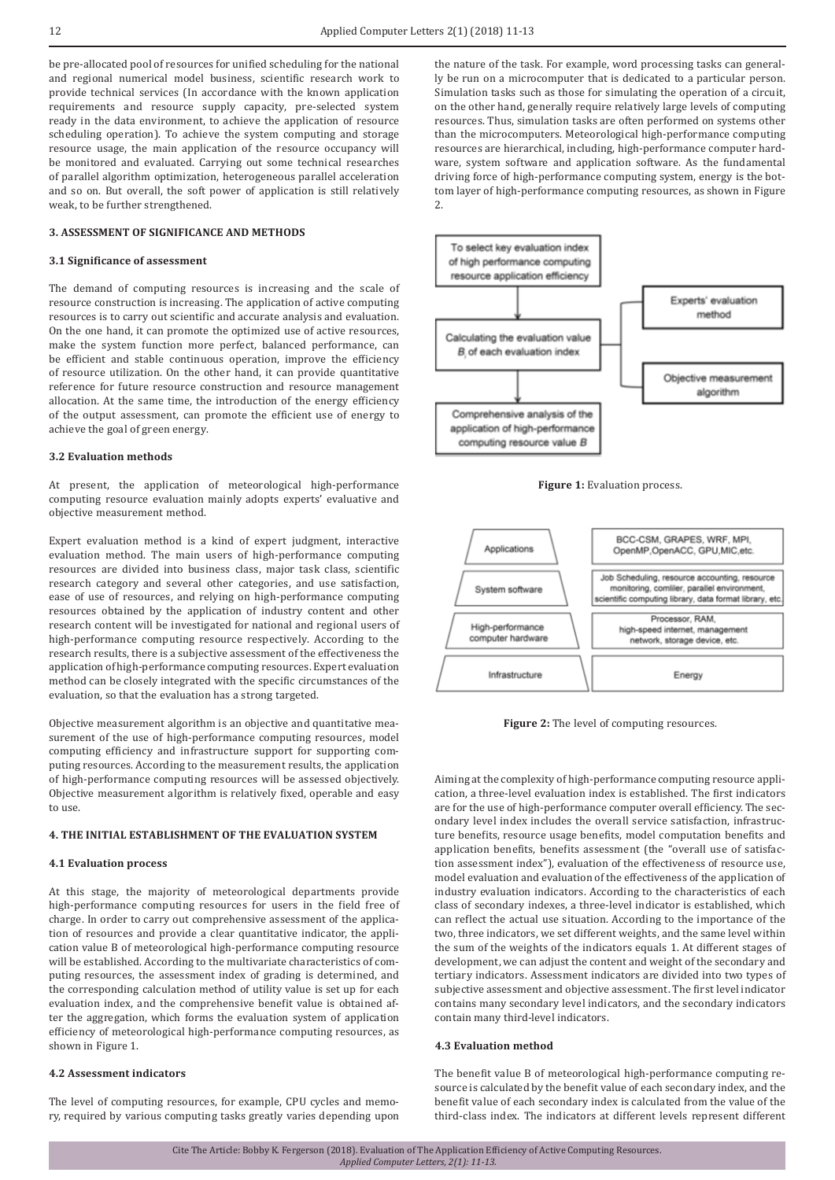be pre-allocated pool of resources for unified scheduling for the national and regional numerical model business, scientific research work to provide technical services (In accordance with the known application requirements and resource supply capacity, pre-selected system ready in the data environment, to achieve the application of resource scheduling operation). To achieve the system computing and storage resource usage, the main application of the resource occupancy will be monitored and evaluated. Carrying out some technical researches of parallel algorithm optimization, heterogeneous parallel acceleration and so on. But overall, the soft power of application is still relatively weak, to be further strengthened.

## 3. ASSESSMENT OF SIGNIFICANCE AND METHODS

### 3.1 Significance of assessment

The demand of computing resources is increasing and the scale of resource construction is increasing. The application of active computing resources is to carry out scientific and accurate analysis and evaluation. On the one hand, it can promote the optimized use of active resources, make the system function more perfect, balanced performance, can be efficient and stable continuous operation, improve the efficiency of resource utilization. On the other hand, it can provide quantitative reference for future resource construction and resource management allocation. At the same time, the introduction of the energy efficiency of the output assessment, can promote the efficient use of energy to achieve the goal of green energy.

### 3.2 Evaluation methods

At present, the application of meteorological high-performance computing resource evaluation mainly adopts experts' evaluative and objective measurement method.

Expert evaluation method is a kind of expert judgment, interactive evaluation method. The main users of high-performance computing resources are divided into business class, major task class, scientific research category and several other categories, and use satisfaction, ease of use of resources, and relying on high-performance computing resources obtained by the application of industry content and other research content will be investigated for national and regional users of high-performance computing resource respectively. According to the research results, there is a subjective assessment of the effectiveness the application of high-performance computing resources. Expert evaluation method can be closely integrated with the specific circumstances of the evaluation, so that the evaluation has a strong targeted.

Objective measurement algorithm is an objective and quantitative measurement of the use of high-performance computing resources, model computing efficiency and infrastructure support for supporting computing resources. According to the measurement results, the application of high-performance computing resources will be assessed objectively. Objective measurement algorithm is relatively fixed, operable and easy to use.

## 4. THE INITIAL ESTABLISHMENT OF THE EVALUATION SYSTEM

### 4.1 Evaluation process

At this stage, the majority of meteorological departments provide high-performance computing resources for users in the field free of charge. In order to carry out comprehensive assessment of the application of resources and provide a clear quantitative indicator, the application value B of meteorological high-performance computing resource will be established. According to the multivariate characteristics of computing resources, the assessment index of grading is determined, and the corresponding calculation method of utility value is set up for each evaluation index, and the comprehensive benefit value is obtained after the aggregation, which forms the evaluation system of application efficiency of meteorological high-performance computing resources, as shown in Figure 1.

### 4.2 Assessment indicators

The level of computing resources, for example, CPU cycles and memory, required by various computing tasks greatly varies depending upon the nature of the task. For example, word processing tasks can generally be run on a microcomputer that is dedicated to a particular person. Simulation tasks such as those for simulating the operation of a circuit, on the other hand, generally require relatively large levels of computing resources. Thus, simulation tasks are often performed on systems other than the microcomputers. Meteorological high-performance computing resources are hierarchical, including, high-performance computer hardware, system software and application software. As the fundamental driving force of high-performance computing system, energy is the bottom layer of high-performance computing resources, as shown in Figure 2.

**Figure 1:** Evaluation process.

**Figure 2:** The level of computing resources.

Aiming at the complexity of high-performance computing resource application, a three-level evaluation index is established. The first indicators are for the use of high-performance computer overall efficiency. The secondary level index includes the overall service satisfaction, infrastructure benefits, resource usage benefits, model computation benefits and application benefits, benefits assessment (the "overall use of satisfaction assessment index"), evaluation of the effectiveness of resource use, model evaluation and evaluation of the effectiveness of the application of industry evaluation indicators. According to the characteristics of each class of secondary indexes, a three-level indicator is established, which can reflect the actual use situation. According to the importance of the two, three indicators, we set different weights, and the same level within the sum of the weights of the indicators equals 1. At different stages of development, we can adjust the content and weight of the secondary and tertiary indicators. Assessment indicators are divided into two types of subjective assessment and objective assessment. The first level indicator contains many secondary level indicators, and the secondary indicators contain many third-level indicators.

### 4.3 Evaluation method

The benefit value B of meteorological high-performance computing resource is calculated by the benefit value of each secondary index, and the benefit value of each secondary index is calculated from the value of the third-class index. The indicators at different levels represent different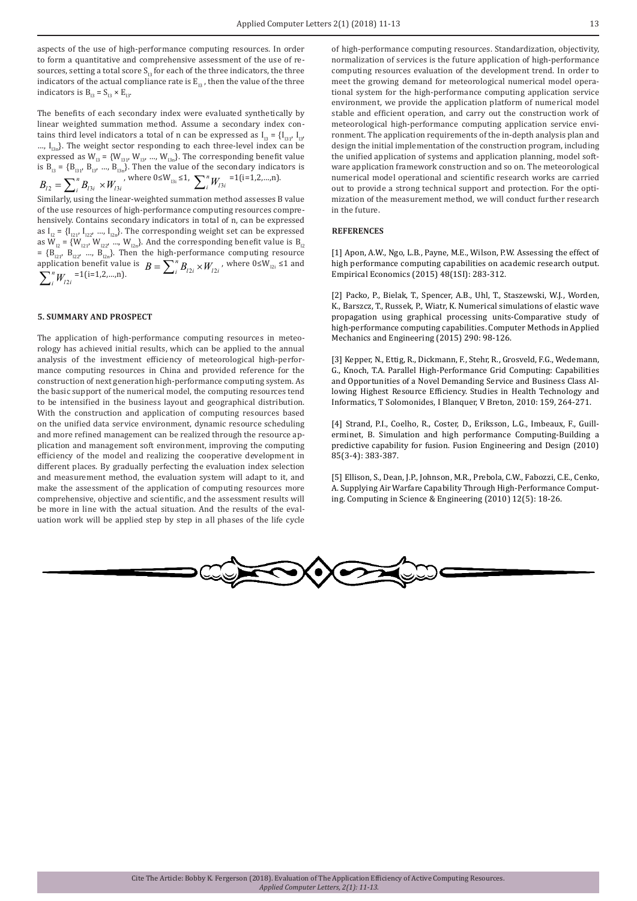aspects of the use of high-performance computing resources. In order to form a quantitative and comprehensive assessment of the use of resources, setting a total score $S_{I3}$ for each of the three indicators, the three indicators of the actual compliance rate is $E_{I3}$, then the value of the three indicators is $B_{I3} = S_{I3} \times E_{I3}$.

The benefits of each secondary index were evaluated synthetically by linear weighted summation method. Assume a secondary index contains third level indicators a total of n can be expressed as $I_{I3} = \{I_{I31}, I_{I3}, \ldots, I_{I3n}\}$. The weight sector responding to each three-level index can be expressed as $W_{I3} = \{W_{I31}, W_{I3}, \ldots, W_{I3n}\}$. The corresponding benefit value is $B_{I3} = \{B_{I31}, B_{I3}, \ldots, B_{I3n}\}$. Then the value of the secondary indicators is $B_{I2} = \sum_i^n B_{I3i} \times W_{I3i}$, where $0 \leq W_{I3i} \leq 1$, $\sum_i^n W_{I3i} = 1(i=1,2,\ldots,n)$.

Similarly, using the linear-weighted summation method assesses B value of the use resources of high-performance computing resources comprehensively. Contains secondary indicators in total of n, can be expressed as $I_{I2} = \{I_{I21}, I_{I22}, \ldots, I_{I2n}\}$. The corresponding weight set can be expressed as $W_{I2} = \{W_{I21}, W_{I22}, \ldots, W_{I2n}\}$. And the corresponding benefit value is $B_{I2} = \{B_{I21}, B_{I22}, \ldots, B_{I2n}\}$. Then the high-performance computing resource application benefit value is $B = \sum_i^n B_{I2i} \times W_{I2i}$, where $0 \leq W_{I2i} \leq 1$ and $\sum_i^n W_{I2i} = 1(i=1,2,\ldots,n)$.

## 5. SUMMARY AND PROSPECT

The application of high-performance computing resources in meteorology has achieved initial results, which can be applied to the annual analysis of the investment efficiency of meteorological high-performance computing resources in China and provided reference for the construction of next generation high-performance computing system. As the basic support of the numerical model, the computing resources tend to be intensified in the business layout and geographical distribution. With the construction and application of computing resources based on the unified data service environment, dynamic resource scheduling and more refined management can be realized through the resource application and management soft environment, improving the computing efficiency of the model and realizing the cooperative development in different places. By gradually perfecting the evaluation index selection and measurement method, the evaluation system will adapt to it, and make the assessment of the application of computing resources more comprehensive, objective and scientific, and the assessment results will be more in line with the actual situation. And the results of the evaluation work will be applied step by step in all phases of the life cycle of high-performance computing resources. Standardization, objectivity, normalization of services is the future application of high-performance computing resources evaluation of the development trend. In order to meet the growing demand for meteorological numerical model operational system for the high-performance computing application service environment, we provide the application platform of numerical model stable and efficient operation, and carry out the construction work of meteorological high-performance computing application service environment. The application requirements of the in-depth analysis plan and design the initial implementation of the construction program, including the unified application of systems and application planning, model software application framework construction and so on. The meteorological numerical model operational and scientific research works are carried out to provide a strong technical support and protection. For the optimization of the measurement method, we will conduct further research in the future.

## REFERENCES

[1] Apon, A.W., Ngo, L.B., Payne, M.E., Wilson, P.W. Assessing the effect of high performance computing capabilities on academic research output. Empirical Economics (2015) 48(1SI): 283-312.

[2] Packo, P., Bielak, T., Spencer, A.B., Uhl, T., Staszewski, W.J., Worden, K., Barszcz, T., Russek, P., Wiatr, K. Numerical simulations of elastic wave propagation using graphical processing units-Comparative study of high-performance computing capabilities. Computer Methods in Applied Mechanics and Engineering (2015) 290: 98-126.

[3] Kepper, N., Ettig, R., Dickmann, F., Stehr, R., Grosveld, F.G., Wedemann, G., Knoch, T.A. Parallel High-Performance Grid Computing: Capabilities and Opportunities of a Novel Demanding Service and Business Class Allowing Highest Resource Efficiency. Studies in Health Technology and Informatics, T Solomonides, I Blanquer, V Breton, 2010: 159, 264-271.

[4] Strand, P.I., Coelho, R., Coster, D., Eriksson, L.G., Imbeaux, F., Guillerminet, B. Simulation and high performance Computing-Building a predictive capability for fusion. Fusion Engineering and Design (2010) 85(3-4): 383-387.

[5] Ellison, S., Dean, J.P., Johnson, M.R., Prebola, C.W., Fabozzi, C.E., Cenko, A. Supplying Air Warfare Capability Through High-Performance Computing. Computing in Science & Engineering (2010) 12(5): 18-26.

Cite The Article: Bobby K. Fergerson (2018). Evaluation of The Application Efficiency of Active Computing Resources. *Applied Computer Letters, 2(1): 11-13.*